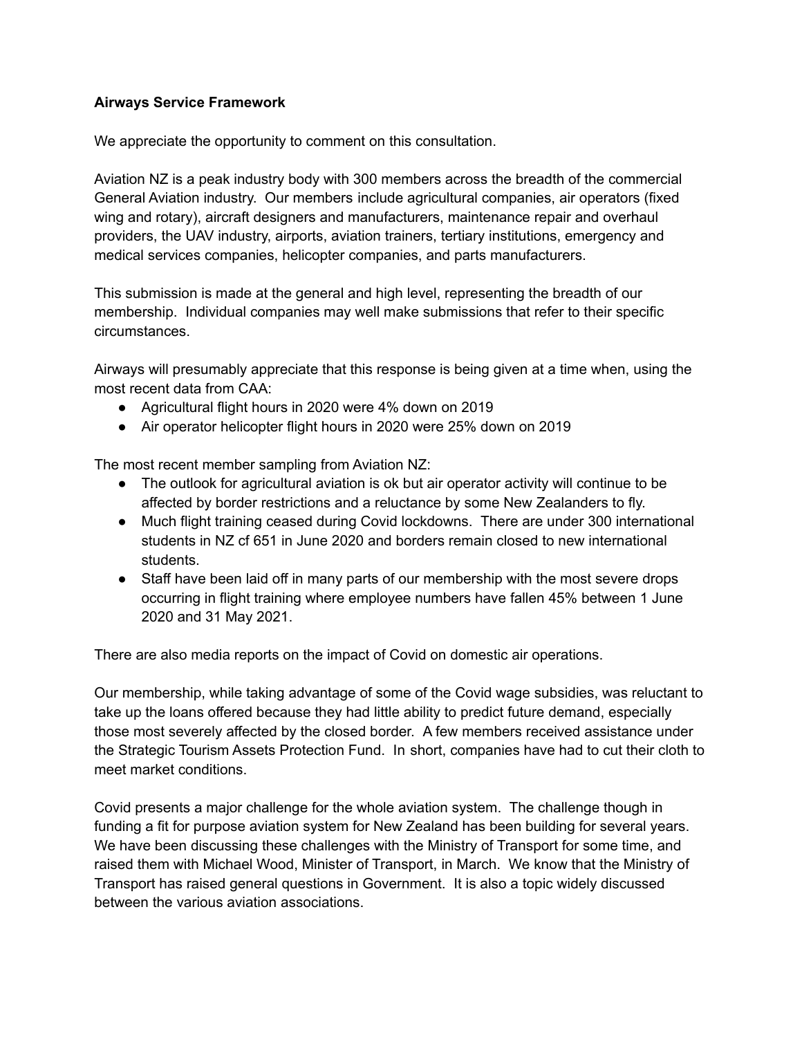**Airways Service Framework**

We appreciate the opportunity to comment on this consultation.

Aviation NZ is a peak industry body with 300 members across the breadth of the commercial General Aviation industry. Our members include agricultural companies, air operators (fixed wing and rotary), aircraft designers and manufacturers, maintenance repair and overhaul providers, the UAV industry, airports, aviation trainers, tertiary institutions, emergency and medical services companies, helicopter companies, and parts manufacturers.

This submission is made at the general and high level, representing the breadth of our membership. Individual companies may well make submissions that refer to their specific circumstances.

Airways will presumably appreciate that this response is being given at a time when, using the most recent data from CAA:

- Agricultural flight hours in 2020 were 4% down on 2019
- Air operator helicopter flight hours in 2020 were 25% down on 2019

The most recent member sampling from Aviation NZ:

- The outlook for agricultural aviation is ok but air operator activity will continue to be affected by border restrictions and a reluctance by some New Zealanders to fly.
- Much flight training ceased during Covid lockdowns. There are under 300 international students in NZ cf 651 in June 2020 and borders remain closed to new international students.
- Staff have been laid off in many parts of our membership with the most severe drops occurring in flight training where employee numbers have fallen 45% between 1 June 2020 and 31 May 2021.

There are also media reports on the impact of Covid on domestic air operations.

Our membership, while taking advantage of some of the Covid wage subsidies, was reluctant to take up the loans offered because they had little ability to predict future demand, especially those most severely affected by the closed border. A few members received assistance under the Strategic Tourism Assets Protection Fund. In short, companies have had to cut their cloth to meet market conditions.

Covid presents a major challenge for the whole aviation system. The challenge though in funding a fit for purpose aviation system for New Zealand has been building for several years. We have been discussing these challenges with the Ministry of Transport for some time, and raised them with Michael Wood, Minister of Transport, in March. We know that the Ministry of Transport has raised general questions in Government. It is also a topic widely discussed between the various aviation associations.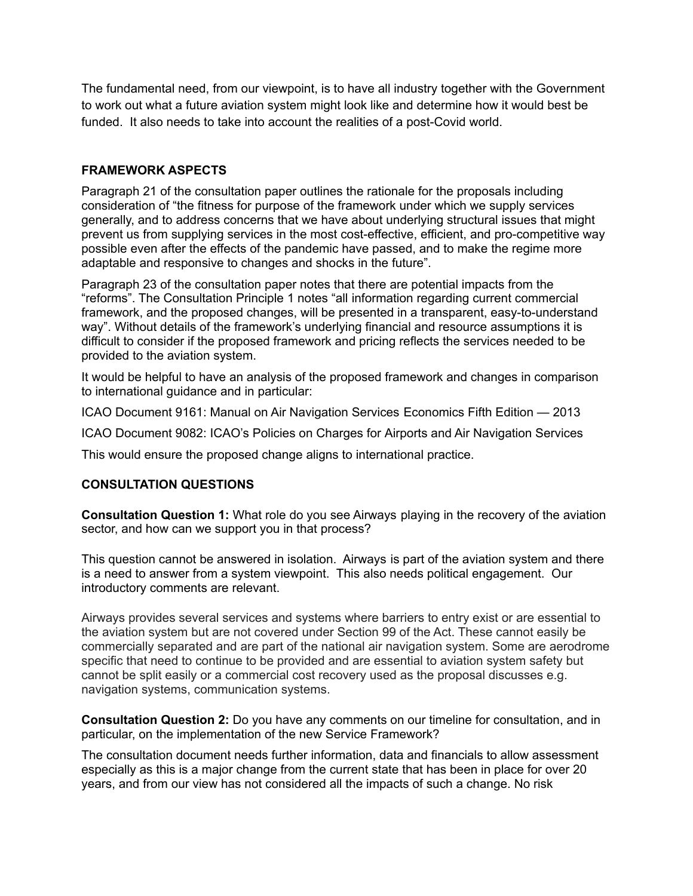The fundamental need, from our viewpoint, is to have all industry together with the Government to work out what a future aviation system might look like and determine how it would best be funded. It also needs to take into account the realities of a post-Covid world.

**FRAMEWORK ASPECTS**

Paragraph 21 of the consultation paper outlines the rationale for the proposals including consideration of "the fitness for purpose of the framework under which we supply services generally, and to address concerns that we have about underlying structural issues that might prevent us from supplying services in the most cost-effective, efficient, and pro-competitive way possible even after the effects of the pandemic have passed, and to make the regime more adaptable and responsive to changes and shocks in the future".

Paragraph 23 of the consultation paper notes that there are potential impacts from the "reforms". The Consultation Principle 1 notes "all information regarding current commercial framework, and the proposed changes, will be presented in a transparent, easy-to-understand way". Without details of the framework's underlying financial and resource assumptions it is difficult to consider if the proposed framework and pricing reflects the services needed to be provided to the aviation system.

It would be helpful to have an analysis of the proposed framework and changes in comparison to international guidance and in particular:

ICAO Document 9161: Manual on Air Navigation Services Economics Fifth Edition — 2013

ICAO Document 9082: ICAO's Policies on Charges for Airports and Air Navigation Services

This would ensure the proposed change aligns to international practice.

**CONSULTATION QUESTIONS**

**Consultation Question 1:** What role do you see Airways playing in the recovery of the aviation sector, and how can we support you in that process?

This question cannot be answered in isolation. Airways is part of the aviation system and there is a need to answer from a system viewpoint. This also needs political engagement. Our introductory comments are relevant.

Airways provides several services and systems where barriers to entry exist or are essential to the aviation system but are not covered under Section 99 of the Act. These cannot easily be commercially separated and are part of the national air navigation system. Some are aerodrome specific that need to continue to be provided and are essential to aviation system safety but cannot be split easily or a commercial cost recovery used as the proposal discusses e.g. navigation systems, communication systems.

**Consultation Question 2:** Do you have any comments on our timeline for consultation, and in particular, on the implementation of the new Service Framework?

The consultation document needs further information, data and financials to allow assessment especially as this is a major change from the current state that has been in place for over 20 years, and from our view has not considered all the impacts of such a change. No risk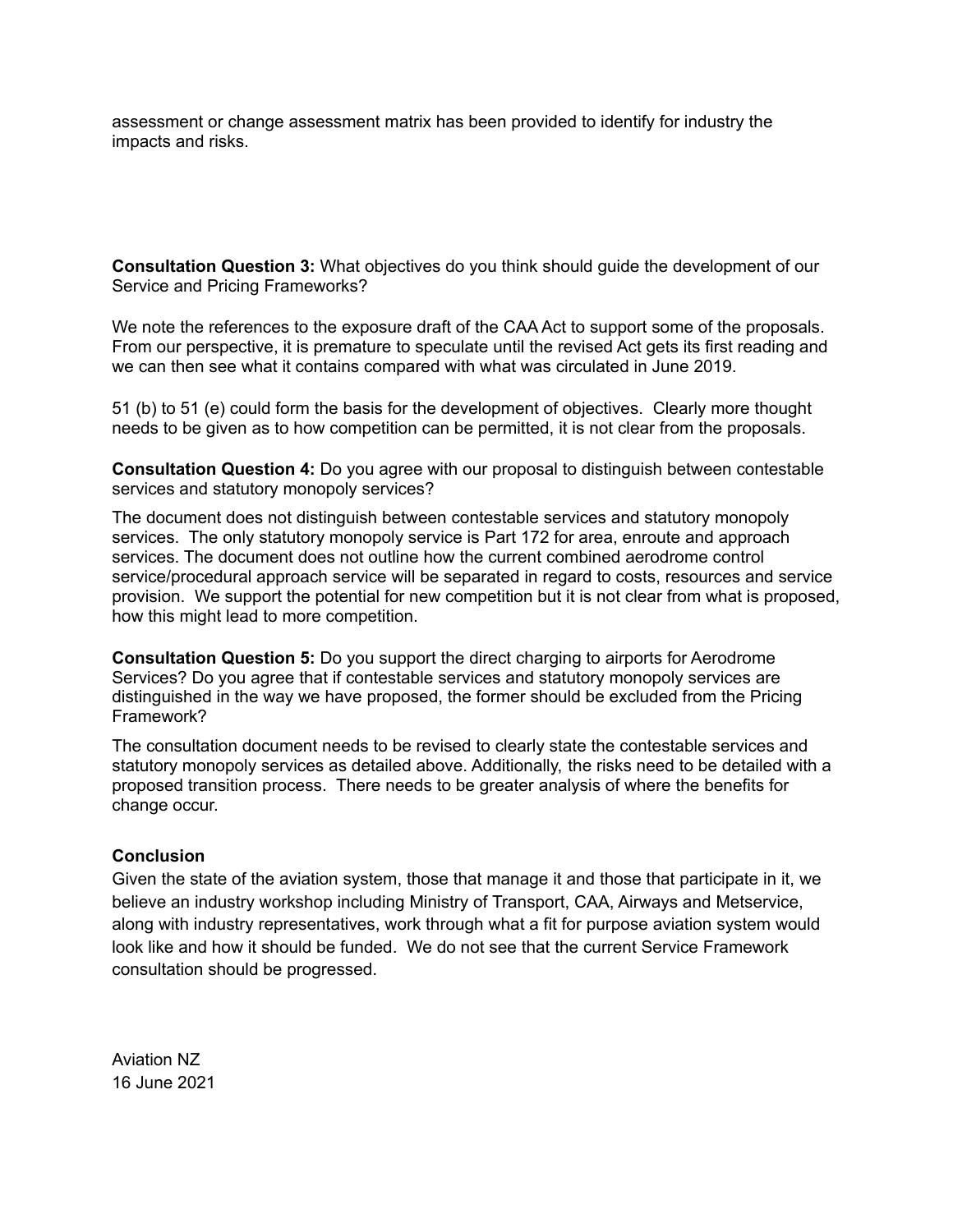assessment or change assessment matrix has been provided to identify for industry the impacts and risks.

**Consultation Question 3:** What objectives do you think should guide the development of our Service and Pricing Frameworks?

We note the references to the exposure draft of the CAA Act to support some of the proposals. From our perspective, it is premature to speculate until the revised Act gets its first reading and we can then see what it contains compared with what was circulated in June 2019.

51 (b) to 51 (e) could form the basis for the development of objectives. Clearly more thought needs to be given as to how competition can be permitted, it is not clear from the proposals.

**Consultation Question 4:** Do you agree with our proposal to distinguish between contestable services and statutory monopoly services?

The document does not distinguish between contestable services and statutory monopoly services. The only statutory monopoly service is Part 172 for area, enroute and approach services. The document does not outline how the current combined aerodrome control service/procedural approach service will be separated in regard to costs, resources and service provision. We support the potential for new competition but it is not clear from what is proposed, how this might lead to more competition.

**Consultation Question 5:** Do you support the direct charging to airports for Aerodrome Services? Do you agree that if contestable services and statutory monopoly services are distinguished in the way we have proposed, the former should be excluded from the Pricing Framework?

The consultation document needs to be revised to clearly state the contestable services and statutory monopoly services as detailed above. Additionally, the risks need to be detailed with a proposed transition process. There needs to be greater analysis of where the benefits for change occur.

**Conclusion**

Given the state of the aviation system, those that manage it and those that participate in it, we believe an industry workshop including Ministry of Transport, CAA, Airways and Metservice, along with industry representatives, work through what a fit for purpose aviation system would look like and how it should be funded. We do not see that the current Service Framework consultation should be progressed.

Aviation NZ
16 June 2021